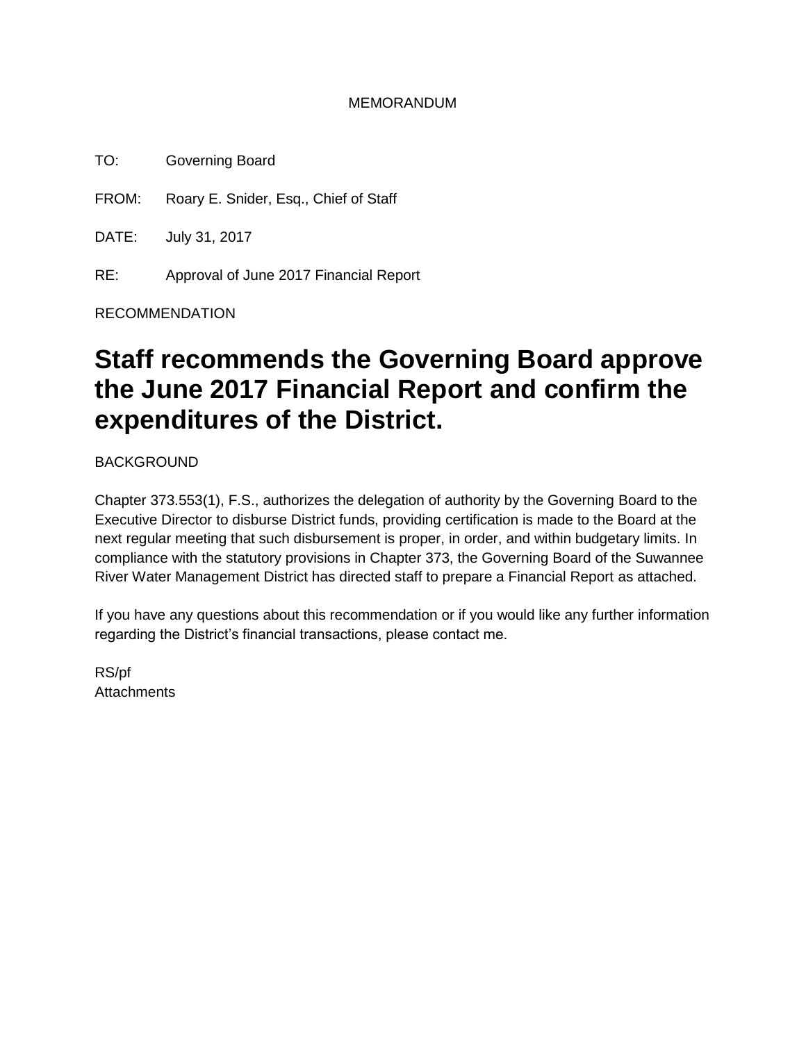MEMORANDUM

TO: Governing Board

FROM: Roary E. Snider, Esq., Chief of Staff

DATE: July 31, 2017

RE: Approval of June 2017 Financial Report

RECOMMENDATION

# Staff recommends the Governing Board approve the June 2017 Financial Report and confirm the expenditures of the District.

BACKGROUND

Chapter 373.553(1), F.S., authorizes the delegation of authority by the Governing Board to the Executive Director to disburse District funds, providing certification is made to the Board at the next regular meeting that such disbursement is proper, in order, and within budgetary limits. In compliance with the statutory provisions in Chapter 373, the Governing Board of the Suwannee River Water Management District has directed staff to prepare a Financial Report as attached.

If you have any questions about this recommendation or if you would like any further information regarding the District's financial transactions, please contact me.

RS/pf
Attachments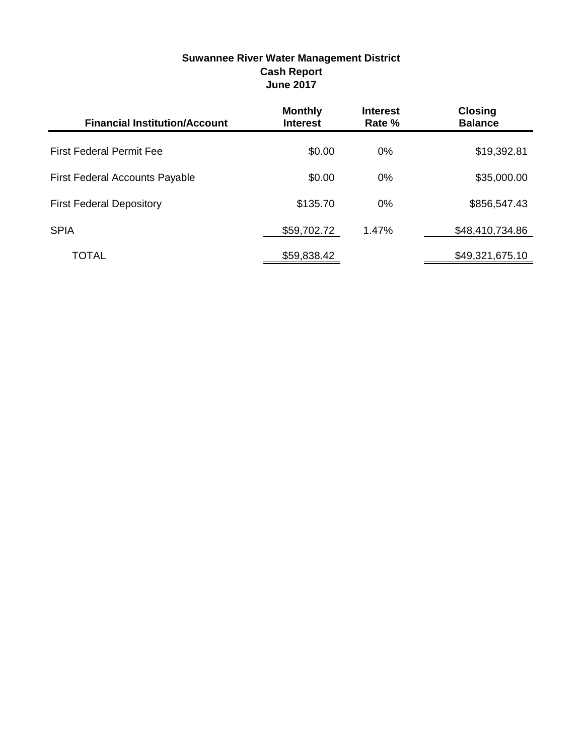**Suwannee River Water Management District**
**Cash Report**
**June 2017**

| Financial Institution/Account | Monthly Interest | Interest Rate % | Closing Balance |
|---|---|---|---|
| First Federal Permit Fee | $0.00 | 0% | $19,392.81 |
| First Federal Accounts Payable | $0.00 | 0% | $35,000.00 |
| First Federal Depository | $135.70 | 0% | $856,547.43 |
| SPIA | $59,702.72 | 1.47% | $48,410,734.86 |
| TOTAL | $59,838.42 | | $49,321,675.10 |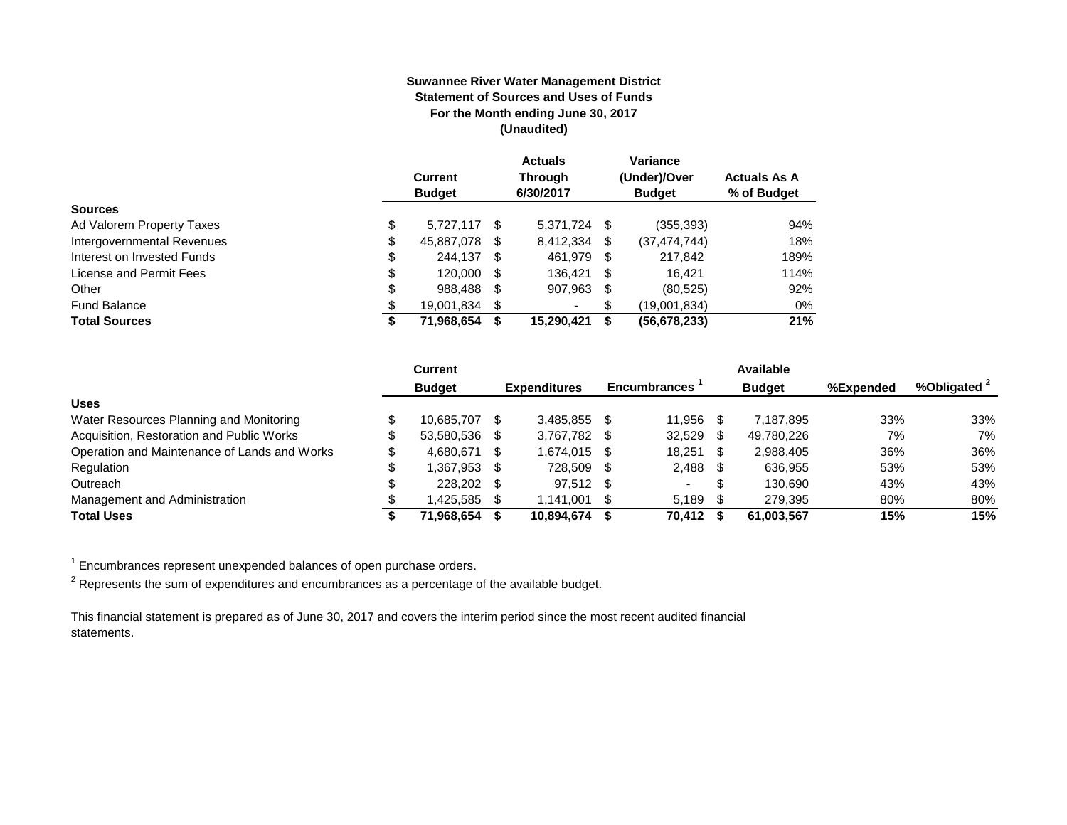**Suwannee River Water Management District**
**Statement of Sources and Uses of Funds**
**For the Month ending June 30, 2017**
**(Unaudited)**

| | Current Budget | Actuals Through 6/30/2017 | Variance (Under)/Over Budget | Actuals As A % of Budget |
|---|---|---|---|---|
| **Sources** | | | | |
| Ad Valorem Property Taxes | $ 5,727,117 | $ 5,371,724 | $ (355,393) | 94% |
| Intergovernmental Revenues | $ 45,887,078 | $ 8,412,334 | $ (37,474,744) | 18% |
| Interest on Invested Funds | $ 244,137 | $ 461,979 | $ 217,842 | 189% |
| License and Permit Fees | $ 120,000 | $ 136,421 | $ 16,421 | 114% |
| Other | $ 988,488 | $ 907,963 | $ (80,525) | 92% |
| Fund Balance | $ 19,001,834 | $ - | $ (19,001,834) | 0% |
| **Total Sources** | **$ 71,968,654** | **$ 15,290,421** | **$ (56,678,233)** | **21%** |

| | Current Budget | Expenditures | Encumbrances [1] | Available Budget | %Expended | %Obligated [2] |
|---|---|---|---|---|---|---|
| **Uses** | | | | | | |
| Water Resources Planning and Monitoring | $ 10,685,707 | $ 3,485,855 | $ 11,956 | $ 7,187,895 | 33% | 33% |
| Acquisition, Restoration and Public Works | $ 53,580,536 | $ 3,767,782 | $ 32,529 | $ 49,780,226 | 7% | 7% |
| Operation and Maintenance of Lands and Works | $ 4,680,671 | $ 1,674,015 | $ 18,251 | $ 2,988,405 | 36% | 36% |
| Regulation | $ 1,367,953 | $ 728,509 | $ 2,488 | $ 636,955 | 53% | 53% |
| Outreach | $ 228,202 | $ 97,512 | $ - | $ 130,690 | 43% | 43% |
| Management and Administration | $ 1,425,585 | $ 1,141,001 | $ 5,189 | $ 279,395 | 80% | 80% |
| **Total Uses** | **$ 71,968,654** | **$ 10,894,674** | **$ 70,412** | **$ 61,003,567** | **15%** | **15%** |

[1] Encumbrances represent unexpended balances of open purchase orders.

[2] Represents the sum of expenditures and encumbrances as a percentage of the available budget.

This financial statement is prepared as of June 30, 2017 and covers the interim period since the most recent audited financial statements.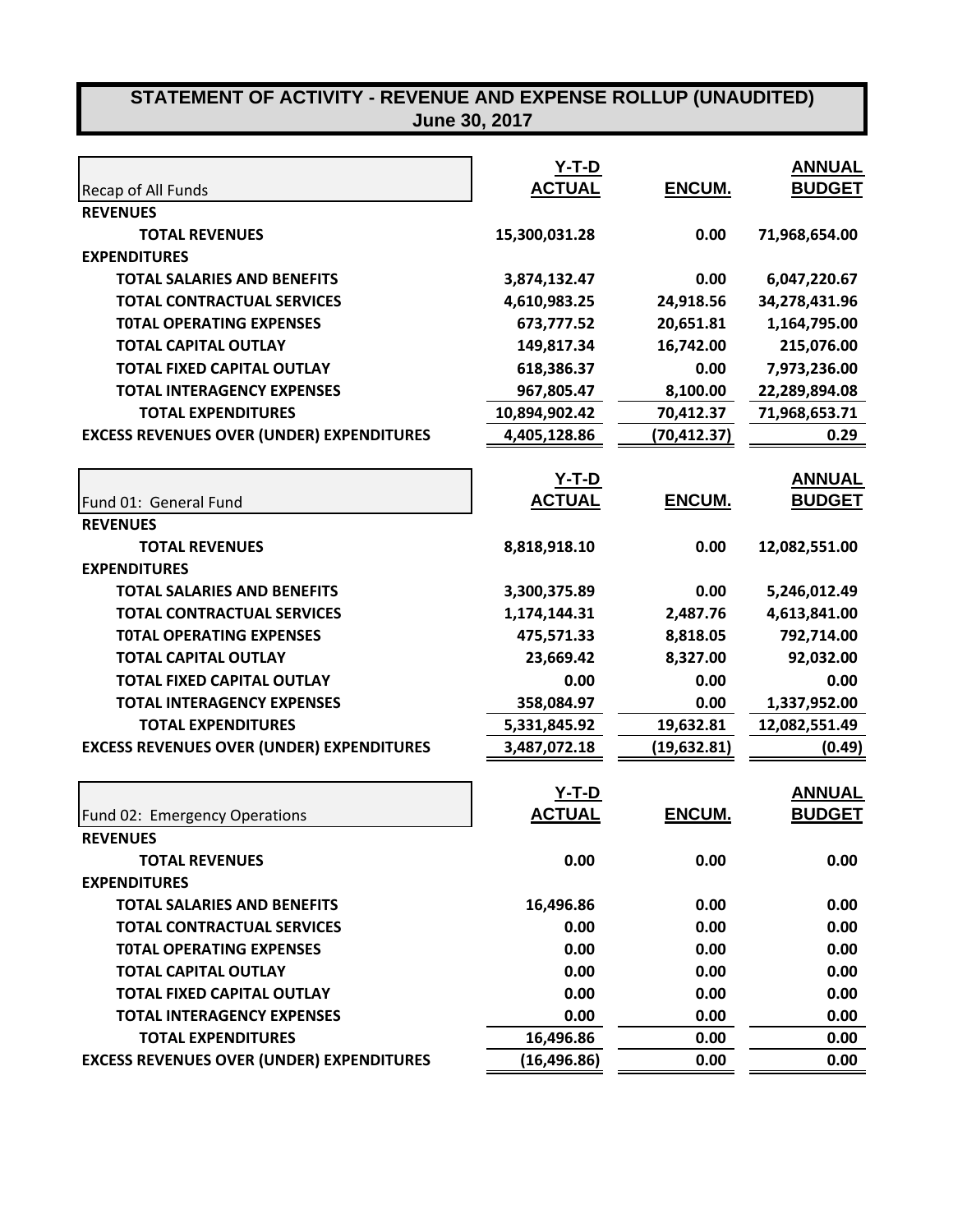# STATEMENT OF ACTIVITY - REVENUE AND EXPENSE ROLLUP (UNAUDITED)
## June 30, 2017

| Recap of All Funds | Y-T-D ACTUAL | ENCUM. | ANNUAL BUDGET |
|---|---|---|---|
| **REVENUES** | | | |
| **TOTAL REVENUES** | 15,300,031.28 | 0.00 | 71,968,654.00 |
| **EXPENDITURES** | | | |
| **TOTAL SALARIES AND BENEFITS** | 3,874,132.47 | 0.00 | 6,047,220.67 |
| **TOTAL CONTRACTUAL SERVICES** | 4,610,983.25 | 24,918.56 | 34,278,431.96 |
| **T0TAL OPERATING EXPENSES** | 673,777.52 | 20,651.81 | 1,164,795.00 |
| **TOTAL CAPITAL OUTLAY** | 149,817.34 | 16,742.00 | 215,076.00 |
| **TOTAL FIXED CAPITAL OUTLAY** | 618,386.37 | 0.00 | 7,973,236.00 |
| **TOTAL INTERAGENCY EXPENSES** | 967,805.47 | 8,100.00 | 22,289,894.08 |
| **TOTAL EXPENDITURES** | 10,894,902.42 | 70,412.37 | 71,968,653.71 |
| **EXCESS REVENUES OVER (UNDER) EXPENDITURES** | 4,405,128.86 | (70,412.37) | 0.29 |

| Fund 01: General Fund | Y-T-D ACTUAL | ENCUM. | ANNUAL BUDGET |
|---|---|---|---|
| **REVENUES** | | | |
| **TOTAL REVENUES** | 8,818,918.10 | 0.00 | 12,082,551.00 |
| **EXPENDITURES** | | | |
| **TOTAL SALARIES AND BENEFITS** | 3,300,375.89 | 0.00 | 5,246,012.49 |
| **TOTAL CONTRACTUAL SERVICES** | 1,174,144.31 | 2,487.76 | 4,613,841.00 |
| **T0TAL OPERATING EXPENSES** | 475,571.33 | 8,818.05 | 792,714.00 |
| **TOTAL CAPITAL OUTLAY** | 23,669.42 | 8,327.00 | 92,032.00 |
| **TOTAL FIXED CAPITAL OUTLAY** | 0.00 | 0.00 | 0.00 |
| **TOTAL INTERAGENCY EXPENSES** | 358,084.97 | 0.00 | 1,337,952.00 |
| **TOTAL EXPENDITURES** | 5,331,845.92 | 19,632.81 | 12,082,551.49 |
| **EXCESS REVENUES OVER (UNDER) EXPENDITURES** | 3,487,072.18 | (19,632.81) | (0.49) |

| Fund 02: Emergency Operations | Y-T-D ACTUAL | ENCUM. | ANNUAL BUDGET |
|---|---|---|---|
| **REVENUES** | | | |
| **TOTAL REVENUES** | 0.00 | 0.00 | 0.00 |
| **EXPENDITURES** | | | |
| **TOTAL SALARIES AND BENEFITS** | 16,496.86 | 0.00 | 0.00 |
| **TOTAL CONTRACTUAL SERVICES** | 0.00 | 0.00 | 0.00 |
| **T0TAL OPERATING EXPENSES** | 0.00 | 0.00 | 0.00 |
| **TOTAL CAPITAL OUTLAY** | 0.00 | 0.00 | 0.00 |
| **TOTAL FIXED CAPITAL OUTLAY** | 0.00 | 0.00 | 0.00 |
| **TOTAL INTERAGENCY EXPENSES** | 0.00 | 0.00 | 0.00 |
| **TOTAL EXPENDITURES** | 16,496.86 | 0.00 | 0.00 |
| **EXCESS REVENUES OVER (UNDER) EXPENDITURES** | (16,496.86) | 0.00 | 0.00 |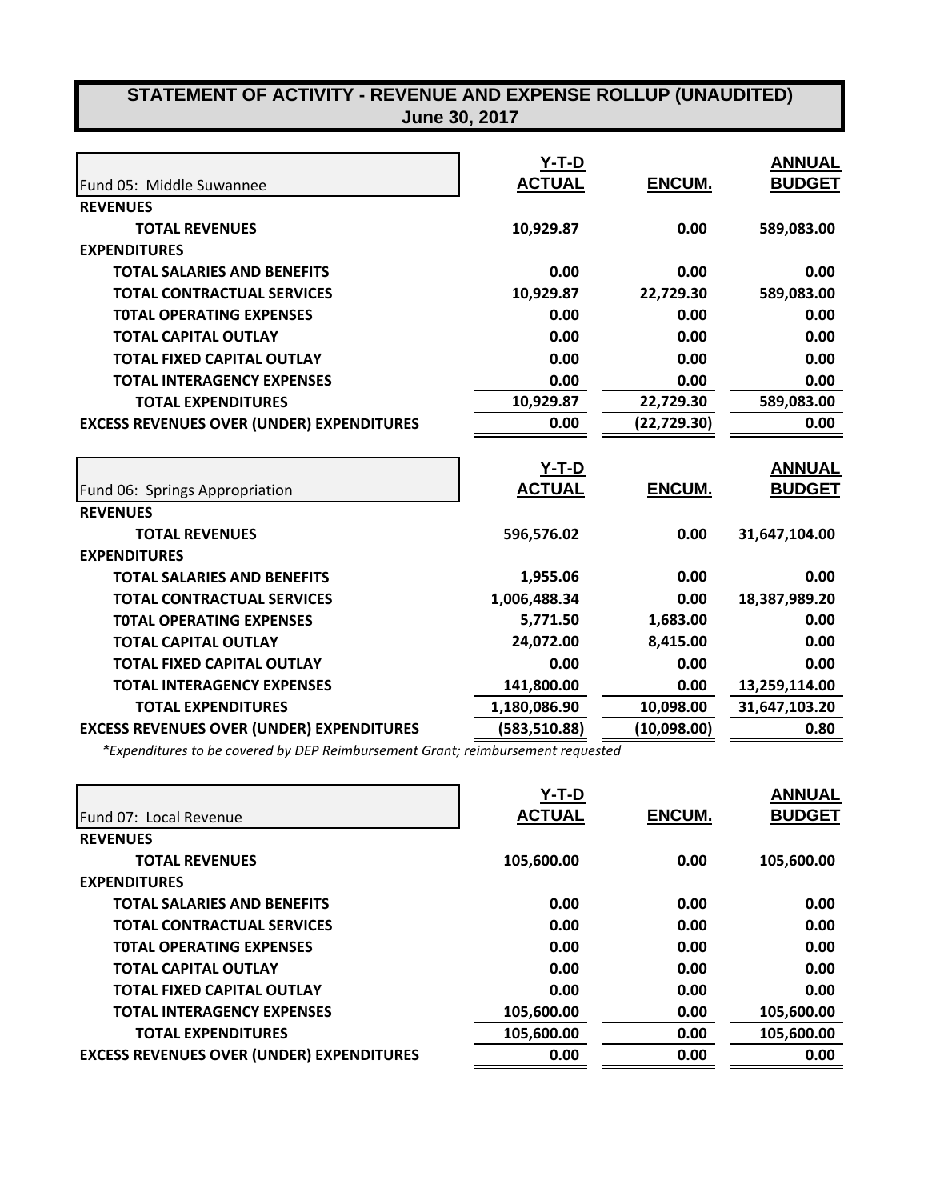# STATEMENT OF ACTIVITY - REVENUE AND EXPENSE ROLLUP (UNAUDITED)
## June 30, 2017

| Fund 05: Middle Suwannee | Y-T-D ACTUAL | ENCUM. | ANNUAL BUDGET |
|---|---|---|---|
| **REVENUES** | | | |
| **TOTAL REVENUES** | 10,929.87 | 0.00 | 589,083.00 |
| **EXPENDITURES** | | | |
| **TOTAL SALARIES AND BENEFITS** | 0.00 | 0.00 | 0.00 |
| **TOTAL CONTRACTUAL SERVICES** | 10,929.87 | 22,729.30 | 589,083.00 |
| **T0TAL OPERATING EXPENSES** | 0.00 | 0.00 | 0.00 |
| **TOTAL CAPITAL OUTLAY** | 0.00 | 0.00 | 0.00 |
| **TOTAL FIXED CAPITAL OUTLAY** | 0.00 | 0.00 | 0.00 |
| **TOTAL INTERAGENCY EXPENSES** | 0.00 | 0.00 | 0.00 |
| **TOTAL EXPENDITURES** | 10,929.87 | 22,729.30 | 589,083.00 |
| **EXCESS REVENUES OVER (UNDER) EXPENDITURES** | 0.00 | (22,729.30) | 0.00 |

| Fund 06: Springs Appropriation | Y-T-D ACTUAL | ENCUM. | ANNUAL BUDGET |
|---|---|---|---|
| **REVENUES** | | | |
| **TOTAL REVENUES** | 596,576.02 | 0.00 | 31,647,104.00 |
| **EXPENDITURES** | | | |
| **TOTAL SALARIES AND BENEFITS** | 1,955.06 | 0.00 | 0.00 |
| **TOTAL CONTRACTUAL SERVICES** | 1,006,488.34 | 0.00 | 18,387,989.20 |
| **T0TAL OPERATING EXPENSES** | 5,771.50 | 1,683.00 | 0.00 |
| **TOTAL CAPITAL OUTLAY** | 24,072.00 | 8,415.00 | 0.00 |
| **TOTAL FIXED CAPITAL OUTLAY** | 0.00 | 0.00 | 0.00 |
| **TOTAL INTERAGENCY EXPENSES** | 141,800.00 | 0.00 | 13,259,114.00 |
| **TOTAL EXPENDITURES** | 1,180,086.90 | 10,098.00 | 31,647,103.20 |
| **EXCESS REVENUES OVER (UNDER) EXPENDITURES** | (583,510.88) | (10,098.00) | 0.80 |

*\*Expenditures to be covered by DEP Reimbursement Grant; reimbursement requested*

| Fund 07: Local Revenue | Y-T-D ACTUAL | ENCUM. | ANNUAL BUDGET |
|---|---|---|---|
| **REVENUES** | | | |
| **TOTAL REVENUES** | 105,600.00 | 0.00 | 105,600.00 |
| **EXPENDITURES** | | | |
| **TOTAL SALARIES AND BENEFITS** | 0.00 | 0.00 | 0.00 |
| **TOTAL CONTRACTUAL SERVICES** | 0.00 | 0.00 | 0.00 |
| **T0TAL OPERATING EXPENSES** | 0.00 | 0.00 | 0.00 |
| **TOTAL CAPITAL OUTLAY** | 0.00 | 0.00 | 0.00 |
| **TOTAL FIXED CAPITAL OUTLAY** | 0.00 | 0.00 | 0.00 |
| **TOTAL INTERAGENCY EXPENSES** | 105,600.00 | 0.00 | 105,600.00 |
| **TOTAL EXPENDITURES** | 105,600.00 | 0.00 | 105,600.00 |
| **EXCESS REVENUES OVER (UNDER) EXPENDITURES** | 0.00 | 0.00 | 0.00 |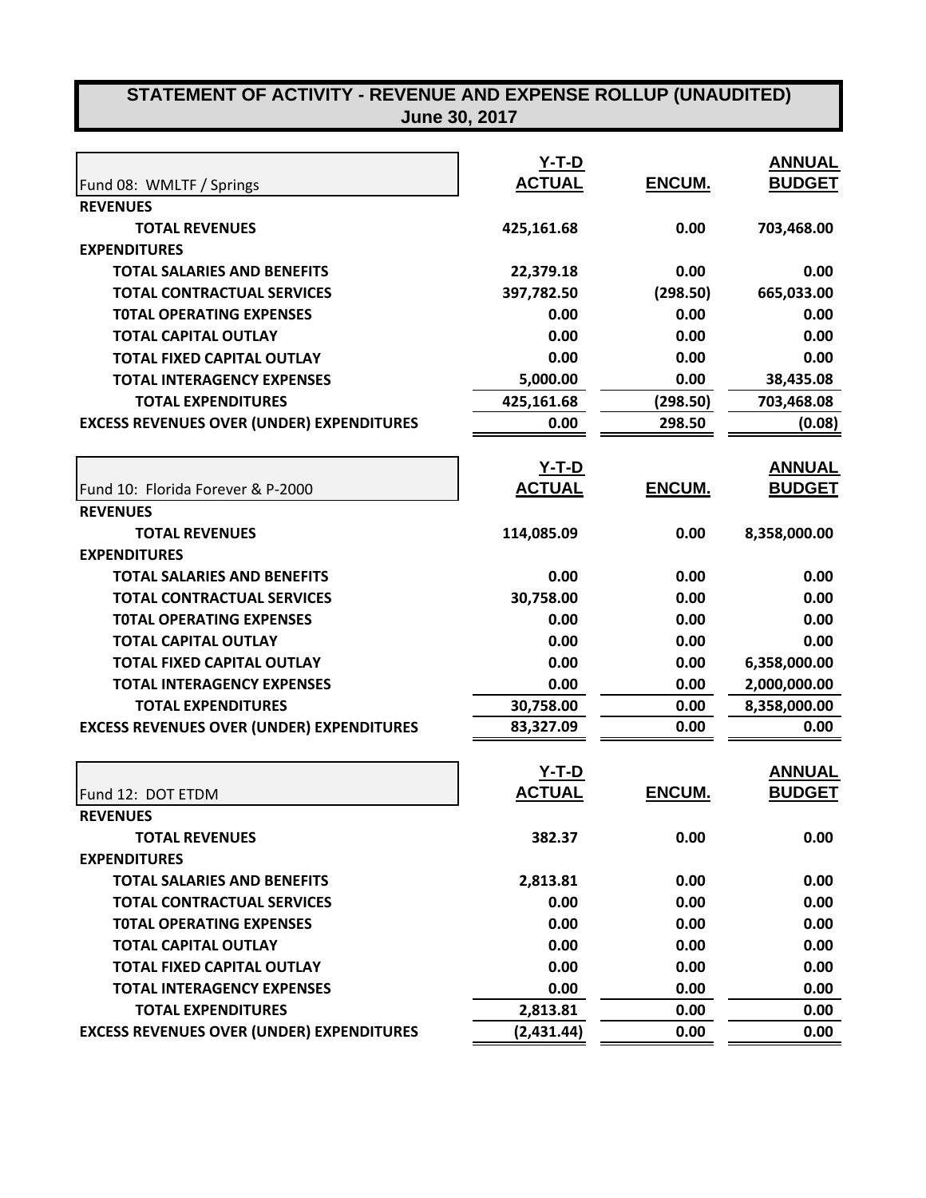# STATEMENT OF ACTIVITY - REVENUE AND EXPENSE ROLLUP (UNAUDITED)
## June 30, 2017

| Fund 08: WMLTF / Springs | Y-T-D ACTUAL | ENCUM. | ANNUAL BUDGET |
|---|---|---|---|
| **REVENUES** | | | |
| **TOTAL REVENUES** | **425,161.68** | **0.00** | **703,468.00** |
| **EXPENDITURES** | | | |
| **TOTAL SALARIES AND BENEFITS** | **22,379.18** | **0.00** | **0.00** |
| **TOTAL CONTRACTUAL SERVICES** | **397,782.50** | **(298.50)** | **665,033.00** |
| **T0TAL OPERATING EXPENSES** | **0.00** | **0.00** | **0.00** |
| **TOTAL CAPITAL OUTLAY** | **0.00** | **0.00** | **0.00** |
| **TOTAL FIXED CAPITAL OUTLAY** | **0.00** | **0.00** | **0.00** |
| **TOTAL INTERAGENCY EXPENSES** | **5,000.00** | **0.00** | **38,435.08** |
| **TOTAL EXPENDITURES** | **425,161.68** | **(298.50)** | **703,468.08** |
| **EXCESS REVENUES OVER (UNDER) EXPENDITURES** | **0.00** | **298.50** | **(0.08)** |

| Fund 10: Florida Forever & P-2000 | Y-T-D ACTUAL | ENCUM. | ANNUAL BUDGET |
|---|---|---|---|
| **REVENUES** | | | |
| **TOTAL REVENUES** | **114,085.09** | **0.00** | **8,358,000.00** |
| **EXPENDITURES** | | | |
| **TOTAL SALARIES AND BENEFITS** | **0.00** | **0.00** | **0.00** |
| **TOTAL CONTRACTUAL SERVICES** | **30,758.00** | **0.00** | **0.00** |
| **T0TAL OPERATING EXPENSES** | **0.00** | **0.00** | **0.00** |
| **TOTAL CAPITAL OUTLAY** | **0.00** | **0.00** | **0.00** |
| **TOTAL FIXED CAPITAL OUTLAY** | **0.00** | **0.00** | **6,358,000.00** |
| **TOTAL INTERAGENCY EXPENSES** | **0.00** | **0.00** | **2,000,000.00** |
| **TOTAL EXPENDITURES** | **30,758.00** | **0.00** | **8,358,000.00** |
| **EXCESS REVENUES OVER (UNDER) EXPENDITURES** | **83,327.09** | **0.00** | **0.00** |

| Fund 12: DOT ETDM | Y-T-D ACTUAL | ENCUM. | ANNUAL BUDGET |
|---|---|---|---|
| **REVENUES** | | | |
| **TOTAL REVENUES** | **382.37** | **0.00** | **0.00** |
| **EXPENDITURES** | | | |
| **TOTAL SALARIES AND BENEFITS** | **2,813.81** | **0.00** | **0.00** |
| **TOTAL CONTRACTUAL SERVICES** | **0.00** | **0.00** | **0.00** |
| **T0TAL OPERATING EXPENSES** | **0.00** | **0.00** | **0.00** |
| **TOTAL CAPITAL OUTLAY** | **0.00** | **0.00** | **0.00** |
| **TOTAL FIXED CAPITAL OUTLAY** | **0.00** | **0.00** | **0.00** |
| **TOTAL INTERAGENCY EXPENSES** | **0.00** | **0.00** | **0.00** |
| **TOTAL EXPENDITURES** | **2,813.81** | **0.00** | **0.00** |
| **EXCESS REVENUES OVER (UNDER) EXPENDITURES** | **(2,431.44)** | **0.00** | **0.00** |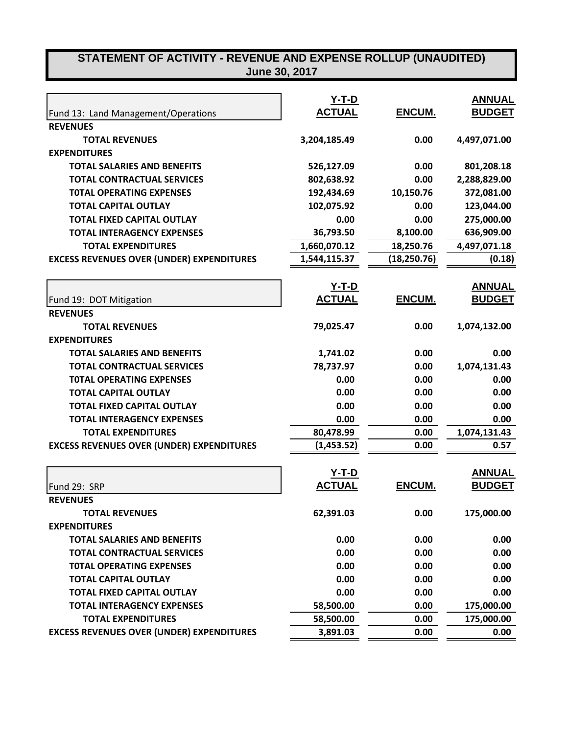# STATEMENT OF ACTIVITY - REVENUE AND EXPENSE ROLLUP (UNAUDITED)
## June 30, 2017

| Fund 13: Land Management/Operations | Y-T-D ACTUAL | ENCUM. | ANNUAL BUDGET |
|---|---|---|---|
| **REVENUES** | | | |
| **TOTAL REVENUES** | 3,204,185.49 | 0.00 | 4,497,071.00 |
| **EXPENDITURES** | | | |
| **TOTAL SALARIES AND BENEFITS** | 526,127.09 | 0.00 | 801,208.18 |
| **TOTAL CONTRACTUAL SERVICES** | 802,638.92 | 0.00 | 2,288,829.00 |
| **T0TAL OPERATING EXPENSES** | 192,434.69 | 10,150.76 | 372,081.00 |
| **TOTAL CAPITAL OUTLAY** | 102,075.92 | 0.00 | 123,044.00 |
| **TOTAL FIXED CAPITAL OUTLAY** | 0.00 | 0.00 | 275,000.00 |
| **TOTAL INTERAGENCY EXPENSES** | 36,793.50 | 8,100.00 | 636,909.00 |
| **TOTAL EXPENDITURES** | 1,660,070.12 | 18,250.76 | 4,497,071.18 |
| **EXCESS REVENUES OVER (UNDER) EXPENDITURES** | 1,544,115.37 | (18,250.76) | (0.18) |

| Fund 19: DOT Mitigation | Y-T-D ACTUAL | ENCUM. | ANNUAL BUDGET |
|---|---|---|---|
| **REVENUES** | | | |
| **TOTAL REVENUES** | 79,025.47 | 0.00 | 1,074,132.00 |
| **EXPENDITURES** | | | |
| **TOTAL SALARIES AND BENEFITS** | 1,741.02 | 0.00 | 0.00 |
| **TOTAL CONTRACTUAL SERVICES** | 78,737.97 | 0.00 | 1,074,131.43 |
| **T0TAL OPERATING EXPENSES** | 0.00 | 0.00 | 0.00 |
| **TOTAL CAPITAL OUTLAY** | 0.00 | 0.00 | 0.00 |
| **TOTAL FIXED CAPITAL OUTLAY** | 0.00 | 0.00 | 0.00 |
| **TOTAL INTERAGENCY EXPENSES** | 0.00 | 0.00 | 0.00 |
| **TOTAL EXPENDITURES** | 80,478.99 | 0.00 | 1,074,131.43 |
| **EXCESS REVENUES OVER (UNDER) EXPENDITURES** | (1,453.52) | 0.00 | 0.57 |

| Fund 29: SRP | Y-T-D ACTUAL | ENCUM. | ANNUAL BUDGET |
|---|---|---|---|
| **REVENUES** | | | |
| **TOTAL REVENUES** | 62,391.03 | 0.00 | 175,000.00 |
| **EXPENDITURES** | | | |
| **TOTAL SALARIES AND BENEFITS** | 0.00 | 0.00 | 0.00 |
| **TOTAL CONTRACTUAL SERVICES** | 0.00 | 0.00 | 0.00 |
| **T0TAL OPERATING EXPENSES** | 0.00 | 0.00 | 0.00 |
| **TOTAL CAPITAL OUTLAY** | 0.00 | 0.00 | 0.00 |
| **TOTAL FIXED CAPITAL OUTLAY** | 0.00 | 0.00 | 0.00 |
| **TOTAL INTERAGENCY EXPENSES** | 58,500.00 | 0.00 | 175,000.00 |
| **TOTAL EXPENDITURES** | 58,500.00 | 0.00 | 175,000.00 |
| **EXCESS REVENUES OVER (UNDER) EXPENDITURES** | 3,891.03 | 0.00 | 0.00 |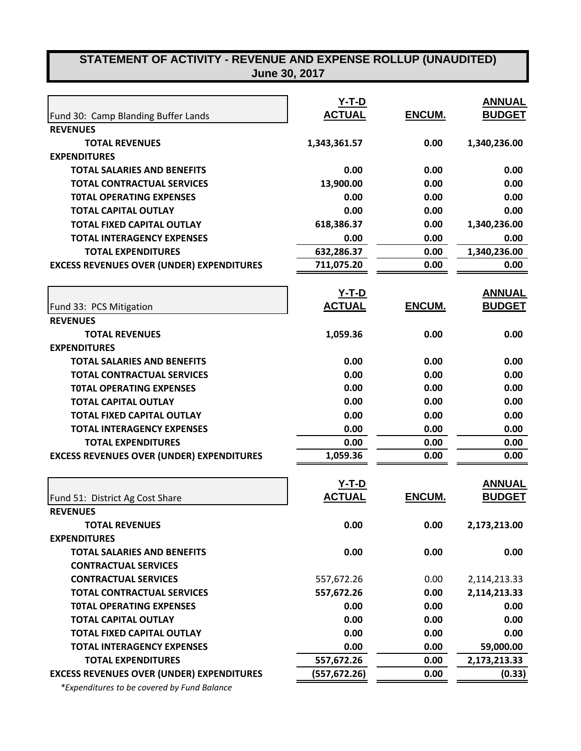# STATEMENT OF ACTIVITY - REVENUE AND EXPENSE ROLLUP (UNAUDITED)
## June 30, 2017

| Fund 30: Camp Blanding Buffer Lands | Y-T-D ACTUAL | ENCUM. | ANNUAL BUDGET |
|---|---|---|---|
| **REVENUES** | | | |
| **TOTAL REVENUES** | 1,343,361.57 | 0.00 | 1,340,236.00 |
| **EXPENDITURES** | | | |
| **TOTAL SALARIES AND BENEFITS** | 0.00 | 0.00 | 0.00 |
| **TOTAL CONTRACTUAL SERVICES** | 13,900.00 | 0.00 | 0.00 |
| **T0TAL OPERATING EXPENSES** | 0.00 | 0.00 | 0.00 |
| **TOTAL CAPITAL OUTLAY** | 0.00 | 0.00 | 0.00 |
| **TOTAL FIXED CAPITAL OUTLAY** | 618,386.37 | 0.00 | 1,340,236.00 |
| **TOTAL INTERAGENCY EXPENSES** | 0.00 | 0.00 | 0.00 |
| **TOTAL EXPENDITURES** | 632,286.37 | 0.00 | 1,340,236.00 |
| **EXCESS REVENUES OVER (UNDER) EXPENDITURES** | 711,075.20 | 0.00 | 0.00 |

| Fund 33: PCS Mitigation | Y-T-D ACTUAL | ENCUM. | ANNUAL BUDGET |
|---|---|---|---|
| **REVENUES** | | | |
| **TOTAL REVENUES** | 1,059.36 | 0.00 | 0.00 |
| **EXPENDITURES** | | | |
| **TOTAL SALARIES AND BENEFITS** | 0.00 | 0.00 | 0.00 |
| **TOTAL CONTRACTUAL SERVICES** | 0.00 | 0.00 | 0.00 |
| **T0TAL OPERATING EXPENSES** | 0.00 | 0.00 | 0.00 |
| **TOTAL CAPITAL OUTLAY** | 0.00 | 0.00 | 0.00 |
| **TOTAL FIXED CAPITAL OUTLAY** | 0.00 | 0.00 | 0.00 |
| **TOTAL INTERAGENCY EXPENSES** | 0.00 | 0.00 | 0.00 |
| **TOTAL EXPENDITURES** | 0.00 | 0.00 | 0.00 |
| **EXCESS REVENUES OVER (UNDER) EXPENDITURES** | 1,059.36 | 0.00 | 0.00 |

| Fund 51: District Ag Cost Share | Y-T-D ACTUAL | ENCUM. | ANNUAL BUDGET |
|---|---|---|---|
| **REVENUES** | | | |
| **TOTAL REVENUES** | 0.00 | 0.00 | 2,173,213.00 |
| **EXPENDITURES** | | | |
| **TOTAL SALARIES AND BENEFITS** | 0.00 | 0.00 | 0.00 |
| **CONTRACTUAL SERVICES** | | | |
| **CONTRACTUAL SERVICES** | 557,672.26 | 0.00 | 2,114,213.33 |
| **TOTAL CONTRACTUAL SERVICES** | 557,672.26 | 0.00 | 2,114,213.33 |
| **T0TAL OPERATING EXPENSES** | 0.00 | 0.00 | 0.00 |
| **TOTAL CAPITAL OUTLAY** | 0.00 | 0.00 | 0.00 |
| **TOTAL FIXED CAPITAL OUTLAY** | 0.00 | 0.00 | 0.00 |
| **TOTAL INTERAGENCY EXPENSES** | 0.00 | 0.00 | 59,000.00 |
| **TOTAL EXPENDITURES** | 557,672.26 | 0.00 | 2,173,213.33 |
| **EXCESS REVENUES OVER (UNDER) EXPENDITURES** | (557,672.26) | 0.00 | (0.33) |

*\*Expenditures to be covered by Fund Balance*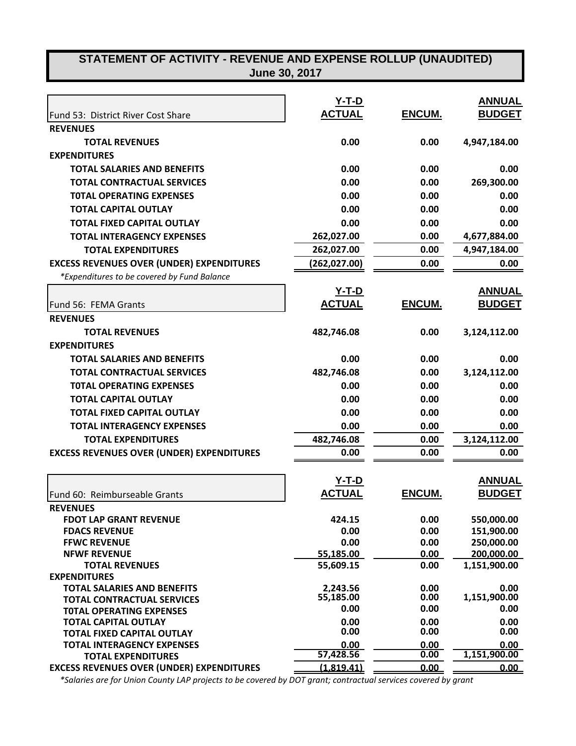# STATEMENT OF ACTIVITY - REVENUE AND EXPENSE ROLLUP (UNAUDITED)
## June 30, 2017

| Fund 53: District River Cost Share | Y-T-D ACTUAL | ENCUM. | ANNUAL BUDGET |
|---|---|---|---|
| **REVENUES** | | | |
| **TOTAL REVENUES** | 0.00 | 0.00 | 4,947,184.00 |
| **EXPENDITURES** | | | |
| **TOTAL SALARIES AND BENEFITS** | 0.00 | 0.00 | 0.00 |
| **TOTAL CONTRACTUAL SERVICES** | 0.00 | 0.00 | 269,300.00 |
| **T0TAL OPERATING EXPENSES** | 0.00 | 0.00 | 0.00 |
| **TOTAL CAPITAL OUTLAY** | 0.00 | 0.00 | 0.00 |
| **TOTAL FIXED CAPITAL OUTLAY** | 0.00 | 0.00 | 0.00 |
| **TOTAL INTERAGENCY EXPENSES** | 262,027.00 | 0.00 | 4,677,884.00 |
| **TOTAL EXPENDITURES** | 262,027.00 | 0.00 | 4,947,184.00 |
| **EXCESS REVENUES OVER (UNDER) EXPENDITURES** | (262,027.00) | 0.00 | 0.00 |

*\*Expenditures to be covered by Fund Balance*

| Fund 56: FEMA Grants | Y-T-D ACTUAL | ENCUM. | ANNUAL BUDGET |
|---|---|---|---|
| **REVENUES** | | | |
| **TOTAL REVENUES** | 482,746.08 | 0.00 | 3,124,112.00 |
| **EXPENDITURES** | | | |
| **TOTAL SALARIES AND BENEFITS** | 0.00 | 0.00 | 0.00 |
| **TOTAL CONTRACTUAL SERVICES** | 482,746.08 | 0.00 | 3,124,112.00 |
| **T0TAL OPERATING EXPENSES** | 0.00 | 0.00 | 0.00 |
| **TOTAL CAPITAL OUTLAY** | 0.00 | 0.00 | 0.00 |
| **TOTAL FIXED CAPITAL OUTLAY** | 0.00 | 0.00 | 0.00 |
| **TOTAL INTERAGENCY EXPENSES** | 0.00 | 0.00 | 0.00 |
| **TOTAL EXPENDITURES** | 482,746.08 | 0.00 | 3,124,112.00 |
| **EXCESS REVENUES OVER (UNDER) EXPENDITURES** | 0.00 | 0.00 | 0.00 |

| Fund 60: Reimburseable Grants | Y-T-D ACTUAL | ENCUM. | ANNUAL BUDGET |
|---|---|---|---|
| **REVENUES** | | | |
| **FDOT LAP GRANT REVENUE** | 424.15 | 0.00 | 550,000.00 |
| **FDACS REVENUE** | 0.00 | 0.00 | 151,900.00 |
| **FFWC REVENUE** | 0.00 | 0.00 | 250,000.00 |
| **NFWF REVENUE** | 55,185.00 | 0.00 | 200,000.00 |
| **TOTAL REVENUES** | 55,609.15 | 0.00 | 1,151,900.00 |
| **EXPENDITURES** | | | |
| **TOTAL SALARIES AND BENEFITS** | 2,243.56 | 0.00 | 0.00 |
| **TOTAL CONTRACTUAL SERVICES** | 55,185.00 | 0.00 | 1,151,900.00 |
| **T0TAL OPERATING EXPENSES** | 0.00 | 0.00 | 0.00 |
| **TOTAL CAPITAL OUTLAY** | 0.00 | 0.00 | 0.00 |
| **TOTAL FIXED CAPITAL OUTLAY** | 0.00 | 0.00 | 0.00 |
| **TOTAL INTERAGENCY EXPENSES** | 0.00 | 0.00 | 0.00 |
| **TOTAL EXPENDITURES** | 57,428.56 | 0.00 | 1,151,900.00 |
| **EXCESS REVENUES OVER (UNDER) EXPENDITURES** | (1,819.41) | 0.00 | 0.00 |

*\*Salaries are for Union County LAP projects to be covered by DOT grant; contractual services covered by grant*